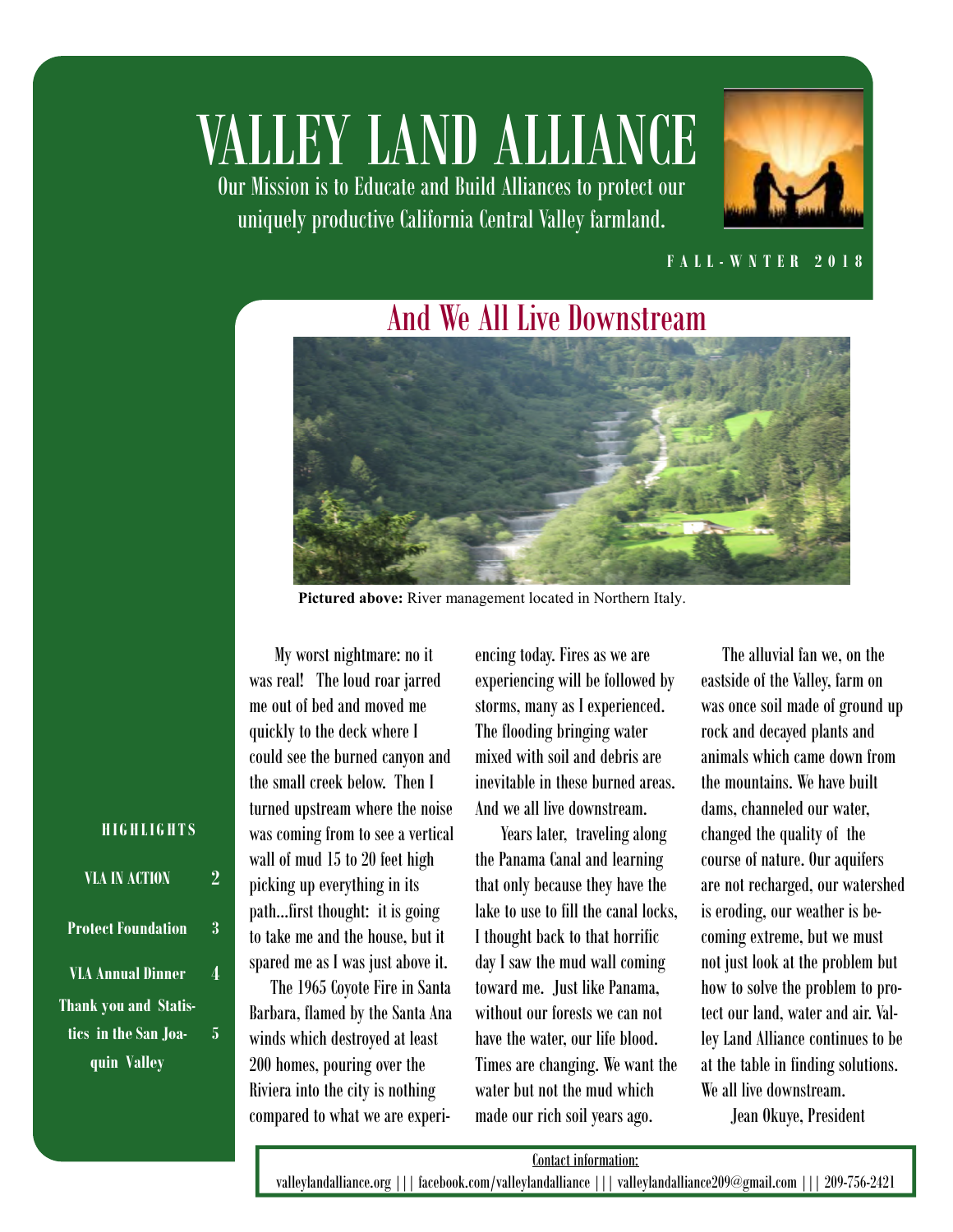# VALLEY LAND ALLIANCE

Our Mission is to Educate and Build Alliances to protect our uniquely productive California Central Valley farmland.

FALL-WNTER 2018

## And We All Live Downstream

**Pictured above:** River management located in Northern Italy.

My worst nightmare: no it was real! The loud roar jarred me out of bed and moved me quickly to the deck where I could see the burned canyon and the small creek below. Then I turned upstream where the noise was coming from to see a vertical wall of mud 15 to 20 feet high picking up everything in its path...first thought: it is going to take me and the house, but it spared me as I was just above it.

The 1965 Coyote Fire in Santa Barbara, flamed by the Santa Ana winds which destroyed at least 200 homes, pouring over the Riviera into the city is nothing compared to what we are experiencing today. Fires as we are experiencing will be followed by storms, many as I experienced. The flooding bringing water mixed with soil and debris are inevitable in these burned areas. And we all live downstream.

Years later, traveling along the Panama Canal and learning that only because they have the lake to use to fill the canal locks, I thought back to that horrific day I saw the mud wall coming toward me. Just like Panama, without our forests we can not have the water, our life blood. Times are changing. We want the water but not the mud which made our rich soil years ago.

The alluvial fan we, on the eastside of the Valley, farm on was once soil made of ground up rock and decayed plants and animals which came down from the mountains. We have built dams, channeled our water, changed the quality of the course of nature. Our aquifers are not recharged, our watershed is eroding, our weather is becoming extreme, but we must not just look at the problem but how to solve the problem to protect our land, water and air. Valley Land Alliance continues to be at the table in finding solutions. We all live downstream.

Jean Okuye, President

### HIGHLIGHTS

- VLA IN ACTION — 2
- Protect Foundation — 3
- VLA Annual Dinner — 4
- Thank you and Statistics in the San Joaquin Valley — 5

Contact information:

valleylandalliance.org ||| facebook.com/valleylandalliance ||| valleylandalliance209@gmail.com ||| 209-756-2421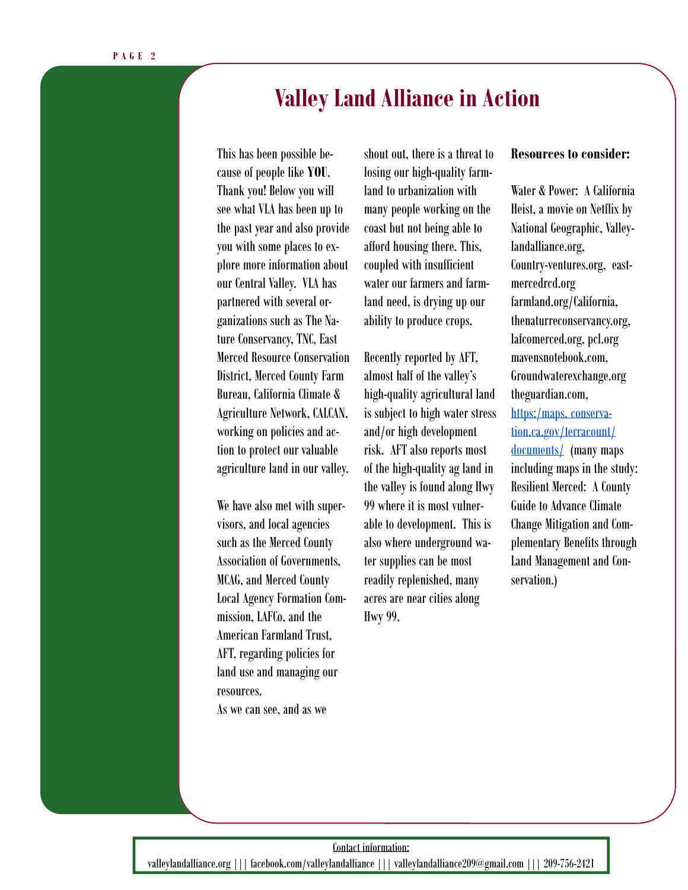# Valley Land Alliance in Action

This has been possible because of people like **YOU**. Thank you! Below you will see what VLA has been up to the past year and also provide you with some places to explore more information about our Central Valley. VLA has partnered with several organizations such as The Nature Conservancy, TNC, East Merced Resource Conservation District, Merced County Farm Bureau, California Climate & Agriculture Network, CALCAN, working on policies and action to protect our valuable agriculture land in our valley.

We have also met with supervisors, and local agencies such as the Merced County Association of Governments, MCAG, and Merced County Local Agency Formation Commission, LAFCo, and the American Farmland Trust, AFT, regarding policies for land use and managing our resources.

As we can see, and as we shout out, there is a threat to losing our high-quality farmland to urbanization with many people working on the coast but not being able to afford housing there. This, coupled with insufficient water our farmers and farmland need, is drying up our ability to produce crops.

Recently reported by AFT, almost half of the valley's high-quality agricultural land is subject to high water stress and/or high development risk. AFT also reports most of the high-quality ag land in the valley is found along Hwy 99 where it is most vulnerable to development. This is also where underground water supplies can be most readily replenished, many acres are near cities along Hwy 99.

**Resources to consider:**

Water & Power: A California Heist, a movie on Netflix by National Geographic, Valleylandalliance.org, Country-ventures.org, eastmercedrcd.org farmland.org/California, thenaturreconservancy.org, lafcomerced.org, pcl.org mavensnotebook.com, Groundwaterexchange.org theguardian.com, [https:/maps. conservation.ca.gov/terracount/documents/](https:/maps.conservation.ca.gov/terracount/documents/) (many maps including maps in the study: Resilient Merced: A County Guide to Advance Climate Change Mitigation and Complementary Benefits through Land Management and Conservation.)

Contact information:
valleylandalliance.org ||| facebook.com/valleylandalliance ||| valleylandalliance209@gmail.com ||| 209-756-2421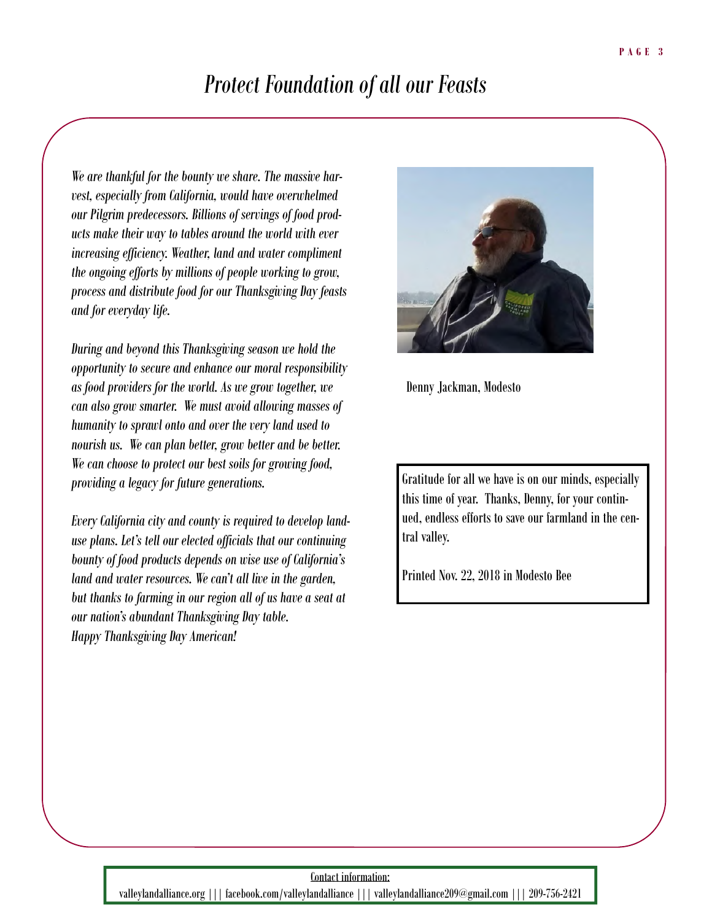# *Protect Foundation of all our Feasts*

*We are thankful for the bounty we share. The massive harvest, especially from California, would have overwhelmed our Pilgrim predecessors. Billions of servings of food products make their way to tables around the world with ever increasing efficiency. Weather, land and water compliment the ongoing efforts by millions of people working to grow, process and distribute food for our Thanksgiving Day feasts and for everyday life.*

*During and beyond this Thanksgiving season we hold the opportunity to secure and enhance our moral responsibility as food providers for the world. As we grow together, we can also grow smarter. We must avoid allowing masses of humanity to sprawl onto and over the very land used to nourish us. We can plan better, grow better and be better. We can choose to protect our best soils for growing food, providing a legacy for future generations.*

*Every California city and county is required to develop land-use plans. Let's tell our elected officials that our continuing bounty of food products depends on wise use of California's land and water resources. We can't all live in the garden, but thanks to farming in our region all of us have a seat at our nation's abundant Thanksgiving Day table.*
*Happy Thanksgiving Day American!*

Denny Jackman, Modesto

Gratitude for all we have is on our minds, especially this time of year. Thanks, Denny, for your continued, endless efforts to save our farmland in the central valley.

Printed Nov. 22, 2018 in Modesto Bee

Contact information:

valleylandalliance.org ||| facebook.com/valleylandalliance ||| valleylandalliance209@gmail.com ||| 209-756-2421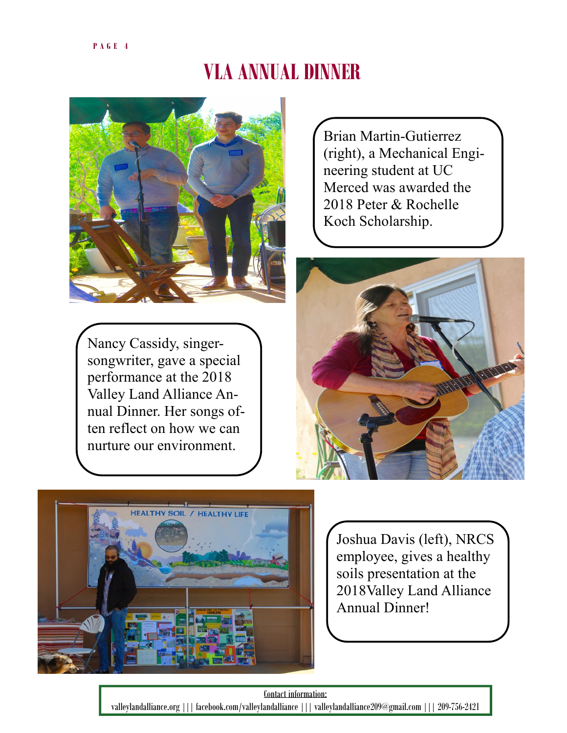# VLA ANNUAL DINNER

Brian Martin-Gutierrez (right), a Mechanical Engineering student at UC Merced was awarded the 2018 Peter & Rochelle Koch Scholarship.

Nancy Cassidy, singer-songwriter, gave a special performance at the 2018 Valley Land Alliance Annual Dinner. Her songs often reflect on how we can nurture our environment.

Joshua Davis (left), NRCS employee, gives a healthy soils presentation at the 2018Valley Land Alliance Annual Dinner!

Contact information:

valleylandalliance.org ||| facebook.com/valleylandalliance ||| valleylandalliance209@gmail.com ||| 209-756-2421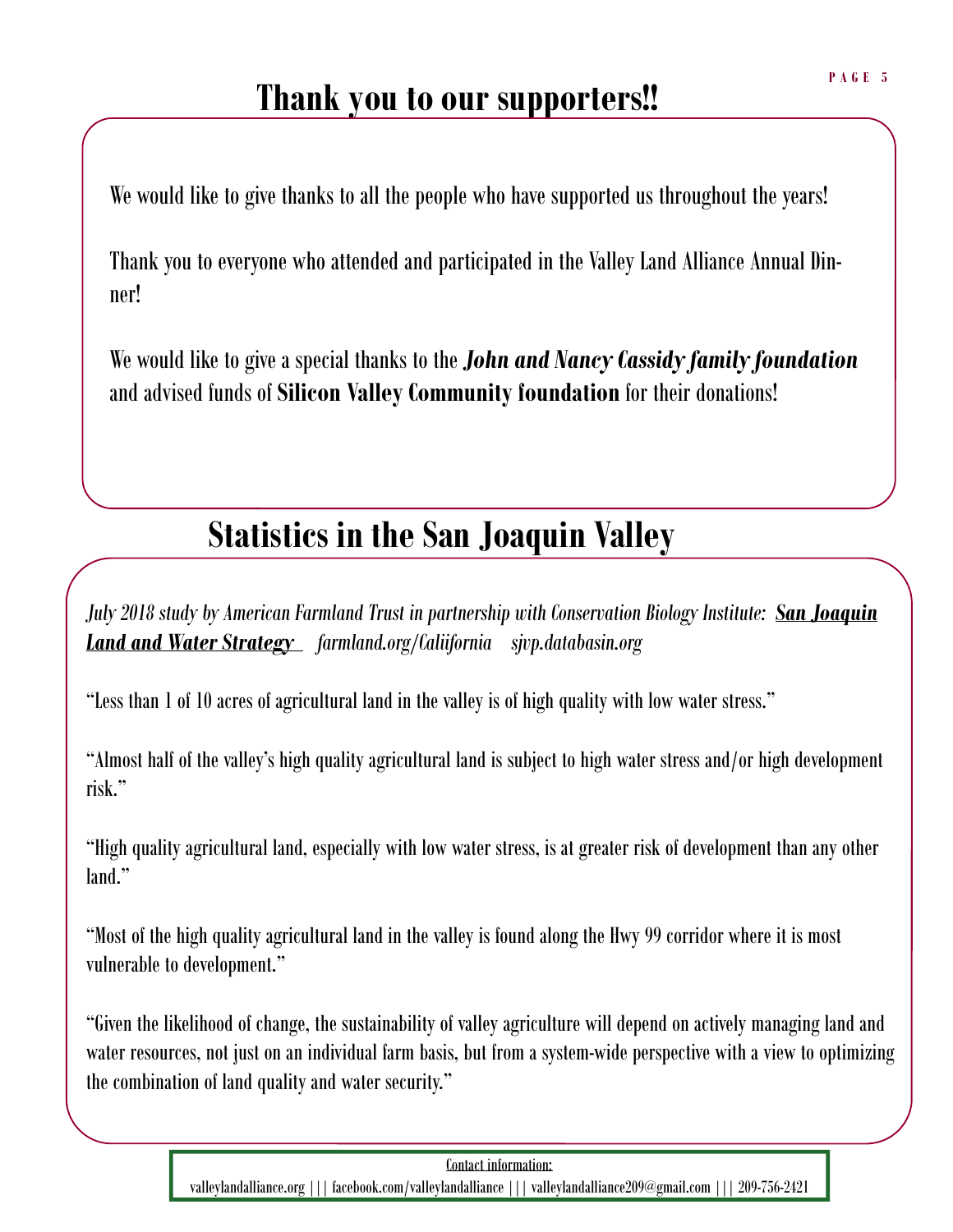## Thank you to our supporters!!

We would like to give thanks to all the people who have supported us throughout the years!

Thank you to everyone who attended and participated in the Valley Land Alliance Annual Dinner!

We would like to give a special thanks to the ***John and Nancy Cassidy family foundation*** and advised funds of **Silicon Valley Community foundation** for their donations!

## Statistics in the San Joaquin Valley

*July 2018 study by American Farmland Trust in partnership with Conservation Biology Institute:* ***San Joaquin Land and Water Strategy*** *farmland.org/Caliifornia sjvp.databasin.org*

"Less than 1 of 10 acres of agricultural land in the valley is of high quality with low water stress."

"Almost half of the valley's high quality agricultural land is subject to high water stress and/or high development risk."

"High quality agricultural land, especially with low water stress, is at greater risk of development than any other land."

"Most of the high quality agricultural land in the valley is found along the Hwy 99 corridor where it is most vulnerable to development."

"Given the likelihood of change, the sustainability of valley agriculture will depend on actively managing land and water resources, not just on an individual farm basis, but from a system-wide perspective with a view to optimizing the combination of land quality and water security."

Contact information:

valleylandalliance.org ||| facebook.com/valleylandalliance ||| valleylandalliance209@gmail.com ||| 209-756-2421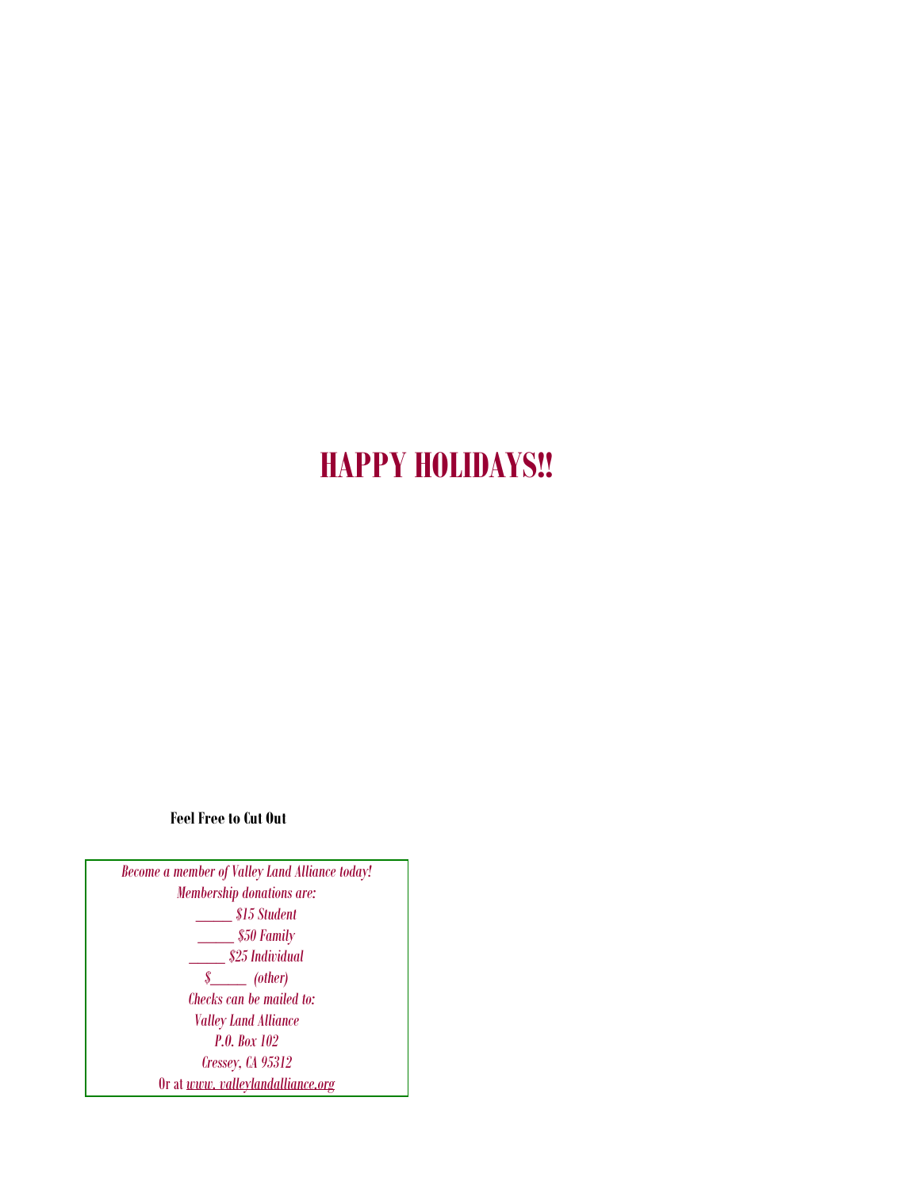# HAPPY HOLIDAYS!!

**Feel Free to Cut Out**

*Become a member of Valley Land Alliance today!*
*Membership donations are:*
*_____ $15 Student*
*_____ $50 Family*
*_____ $25 Individual*
*$_____ (other)*
*Checks can be mailed to:*
*Valley Land Alliance*
*P.O. Box 102*
*Cressey, CA 95312*
Or at *www. valleylandalliance.org*